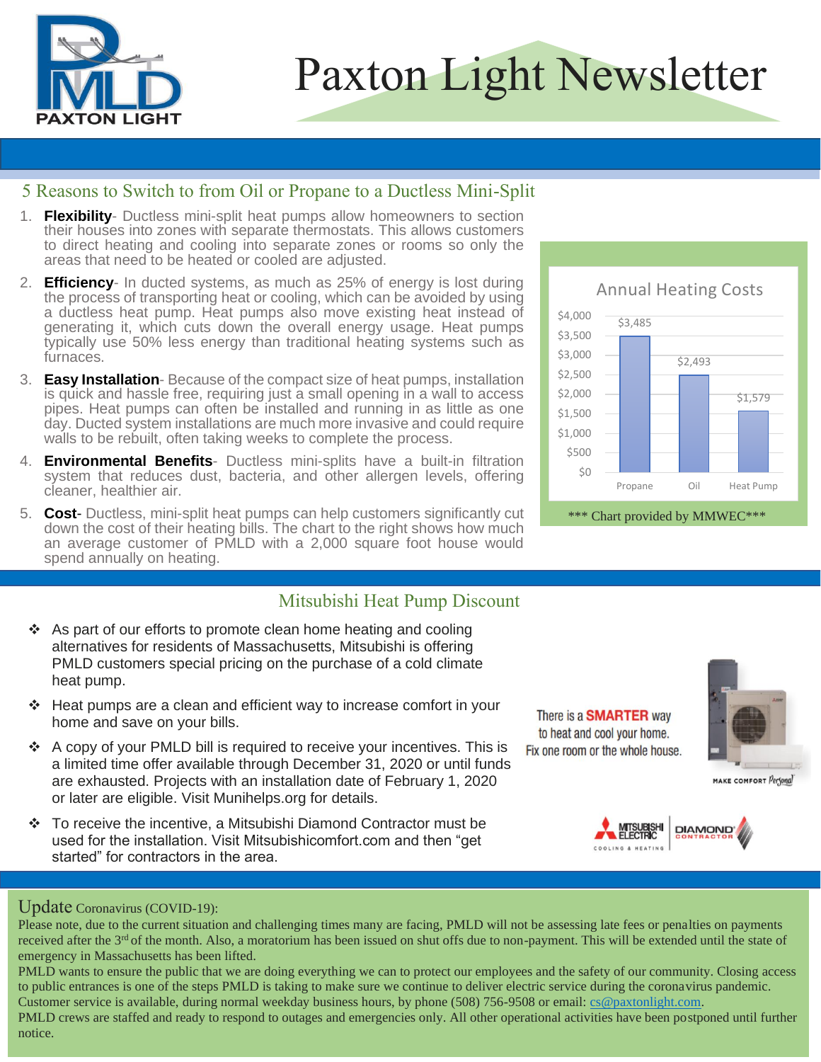# Paxton Light Newsletter

## 5 Reasons to Switch to from Oil or Propane to a Ductless Mini-Split

1. **Flexibility**- Ductless mini-split heat pumps allow homeowners to section their houses into zones with separate thermostats. This allows customers to direct heating and cooling into separate zones or rooms so only the areas that need to be heated or cooled are adjusted.
2. **Efficiency**- In ducted systems, as much as 25% of energy is lost during the process of transporting heat or cooling, which can be avoided by using a ductless heat pump. Heat pumps also move existing heat instead of generating it, which cuts down the overall energy usage. Heat pumps typically use 50% less energy than traditional heating systems such as furnaces.
3. **Easy Installation**- Because of the compact size of heat pumps, installation is quick and hassle free, requiring just a small opening in a wall to access pipes. Heat pumps can often be installed and running in as little as one day. Ducted system installations are much more invasive and could require walls to be rebuilt, often taking weeks to complete the process.
4. **Environmental Benefits**- Ductless mini-splits have a built-in filtration system that reduces dust, bacteria, and other allergen levels, offering cleaner, healthier air.
5. **Cost**- Ductless, mini-split heat pumps can help customers significantly cut down the cost of their heating bills. The chart to the right shows how much an average customer of PMLD with a 2,000 square foot house would spend annually on heating.

**Annual Heating Costs**

| Fuel | Annual Heating Cost |
|---|---|
| Propane | $3,485 |
| Oil | $2,493 |
| Heat Pump | $1,579 |

*** Chart provided by MMWEC***

## Mitsubishi Heat Pump Discount

- As part of our efforts to promote clean home heating and cooling alternatives for residents of Massachusetts, Mitsubishi is offering PMLD customers special pricing on the purchase of a cold climate heat pump.
- Heat pumps are a clean and efficient way to increase comfort in your home and save on your bills.
- A copy of your PMLD bill is required to receive your incentives. This is a limited time offer available through December 31, 2020 or until funds are exhausted. Projects with an installation date of February 1, 2020 or later are eligible. Visit Munihelps.org for details.
- To receive the incentive, a Mitsubishi Diamond Contractor must be used for the installation. Visit Mitsubishicomfort.com and then "get started" for contractors in the area.

There is a SMARTER way to heat and cool your home. Fix one room or the whole house.

MAKE COMFORT Personal

MITSUBISHI ELECTRIC COOLING & HEATING | DIAMOND CONTRACTOR

## Update Coronavirus (COVID-19):

Please note, due to the current situation and challenging times many are facing, PMLD will not be assessing late fees or penalties on payments received after the 3rd of the month. Also, a moratorium has been issued on shut offs due to non-payment. This will be extended until the state of emergency in Massachusetts has been lifted.

PMLD wants to ensure the public that we are doing everything we can to protect our employees and the safety of our community. Closing access to public entrances is one of the steps PMLD is taking to make sure we continue to deliver electric service during the coronavirus pandemic. Customer service is available, during normal weekday business hours, by phone (508) 756-9508 or email: cs@paxtonlight.com.

PMLD crews are staffed and ready to respond to outages and emergencies only. All other operational activities have been postponed until further notice.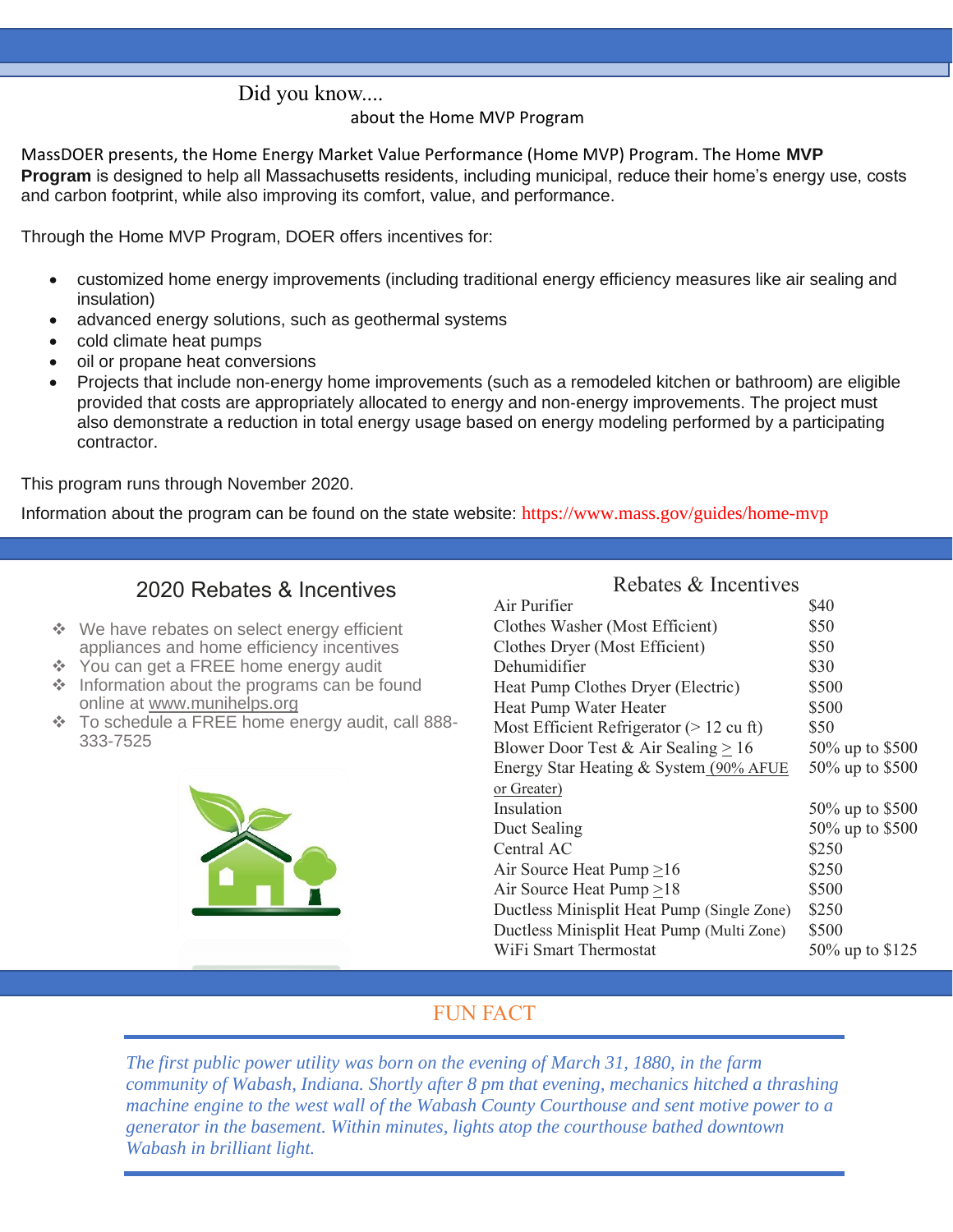Did you know....

about the Home MVP Program

MassDOER presents, the Home Energy Market Value Performance (Home MVP) Program. The Home **MVP Program** is designed to help all Massachusetts residents, including municipal, reduce their home's energy use, costs and carbon footprint, while also improving its comfort, value, and performance.

Through the Home MVP Program, DOER offers incentives for:

- customized home energy improvements (including traditional energy efficiency measures like air sealing and insulation)
- advanced energy solutions, such as geothermal systems
- cold climate heat pumps
- oil or propane heat conversions
- Projects that include non-energy home improvements (such as a remodeled kitchen or bathroom) are eligible provided that costs are appropriately allocated to energy and non-energy improvements. The project must also demonstrate a reduction in total energy usage based on energy modeling performed by a participating contractor.

This program runs through November 2020.

Information about the program can be found on the state website: https://www.mass.gov/guides/home-mvp

## 2020 Rebates & Incentives

- We have rebates on select energy efficient appliances and home efficiency incentives
- You can get a FREE home energy audit
- Information about the programs can be found online at www.munihelps.org
- To schedule a FREE home energy audit, call 888-333-7525

## Rebates & Incentives

| | |
|---|---|
| Air Purifier | $40 |
| Clothes Washer (Most Efficient) | $50 |
| Clothes Dryer (Most Efficient) | $50 |
| Dehumidifier | $30 |
| Heat Pump Clothes Dryer (Electric) | $500 |
| Heat Pump Water Heater | $500 |
| Most Efficient Refrigerator (> 12 cu ft) | $50 |
| Blower Door Test & Air Sealing ≥ 16 | 50% up to $500 |
| Energy Star Heating & System (90% AFUE or Greater) | 50% up to $500 |
| Insulation | 50% up to $500 |
| Duct Sealing | 50% up to $500 |
| Central AC | $250 |
| Air Source Heat Pump ≥16 | $250 |
| Air Source Heat Pump ≥18 | $500 |
| Ductless Minisplit Heat Pump (Single Zone) | $250 |
| Ductless Minisplit Heat Pump (Multi Zone) | $500 |
| WiFi Smart Thermostat | 50% up to $125 |

## FUN FACT

*The first public power utility was born on the evening of March 31, 1880, in the farm community of Wabash, Indiana. Shortly after 8 pm that evening, mechanics hitched a thrashing machine engine to the west wall of the Wabash County Courthouse and sent motive power to a generator in the basement. Within minutes, lights atop the courthouse bathed downtown Wabash in brilliant light.*